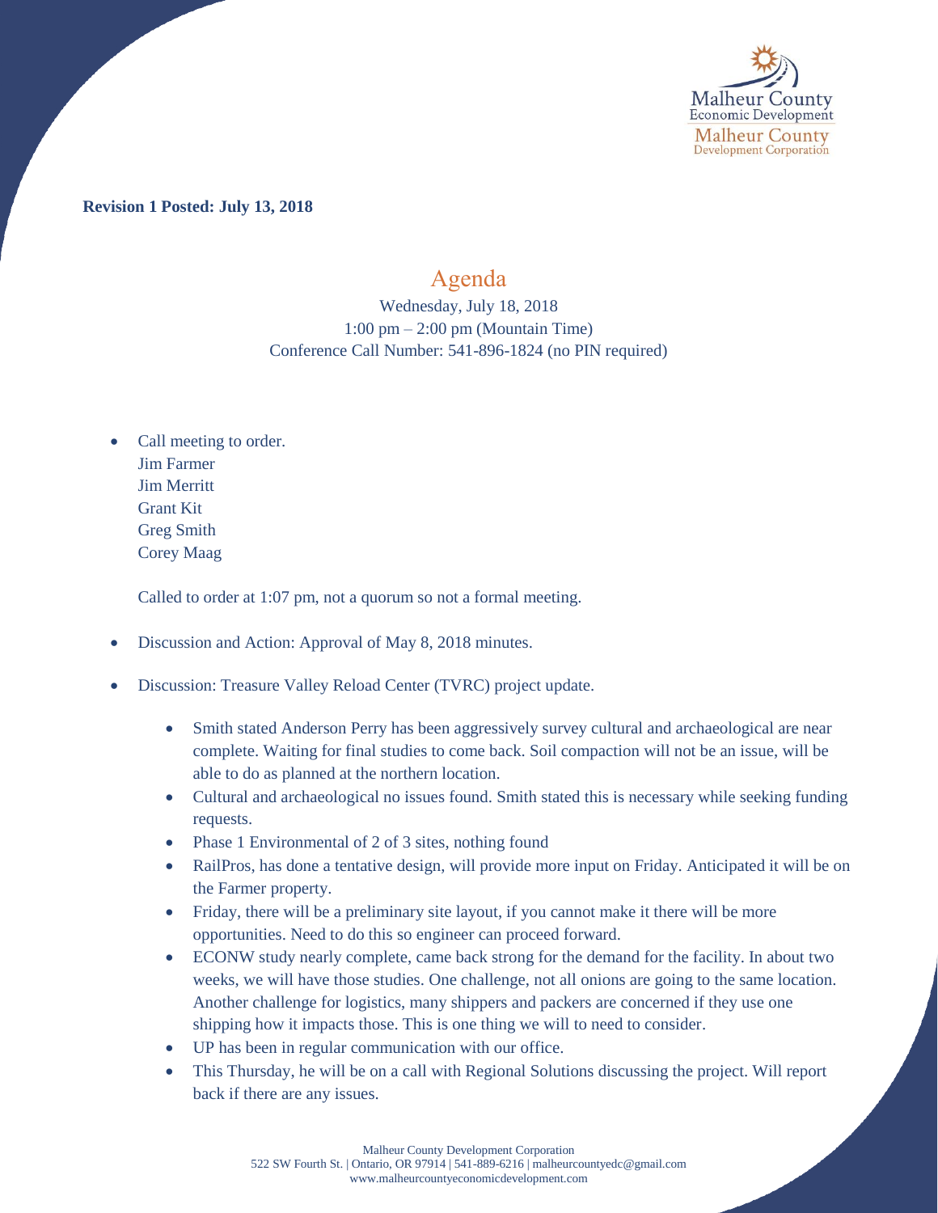Malheur County Economic Development
Malheur County Development Corporation

**Revision 1 Posted: July 13, 2018**

# Agenda

Wednesday, July 18, 2018
1:00 pm – 2:00 pm (Mountain Time)
Conference Call Number: 541-896-1824 (no PIN required)

- Call meeting to order.
  Jim Farmer
  Jim Merritt
  Grant Kit
  Greg Smith
  Corey Maag

  Called to order at 1:07 pm, not a quorum so not a formal meeting.

- Discussion and Action: Approval of May 8, 2018 minutes.

- Discussion: Treasure Valley Reload Center (TVRC) project update.

  - Smith stated Anderson Perry has been aggressively survey cultural and archaeological are near complete. Waiting for final studies to come back. Soil compaction will not be an issue, will be able to do as planned at the northern location.
  - Cultural and archaeological no issues found. Smith stated this is necessary while seeking funding requests.
  - Phase 1 Environmental of 2 of 3 sites, nothing found
  - RailPros, has done a tentative design, will provide more input on Friday. Anticipated it will be on the Farmer property.
  - Friday, there will be a preliminary site layout, if you cannot make it there will be more opportunities. Need to do this so engineer can proceed forward.
  - ECONW study nearly complete, came back strong for the demand for the facility. In about two weeks, we will have those studies. One challenge, not all onions are going to the same location. Another challenge for logistics, many shippers and packers are concerned if they use one shipping how it impacts those. This is one thing we will to need to consider.
  - UP has been in regular communication with our office.
  - This Thursday, he will be on a call with Regional Solutions discussing the project. Will report back if there are any issues.

Malheur County Development Corporation
522 SW Fourth St. | Ontario, OR 97914 | 541-889-6216 | malheurcountyedc@gmail.com
www.malheurcountyeconomicdevelopment.com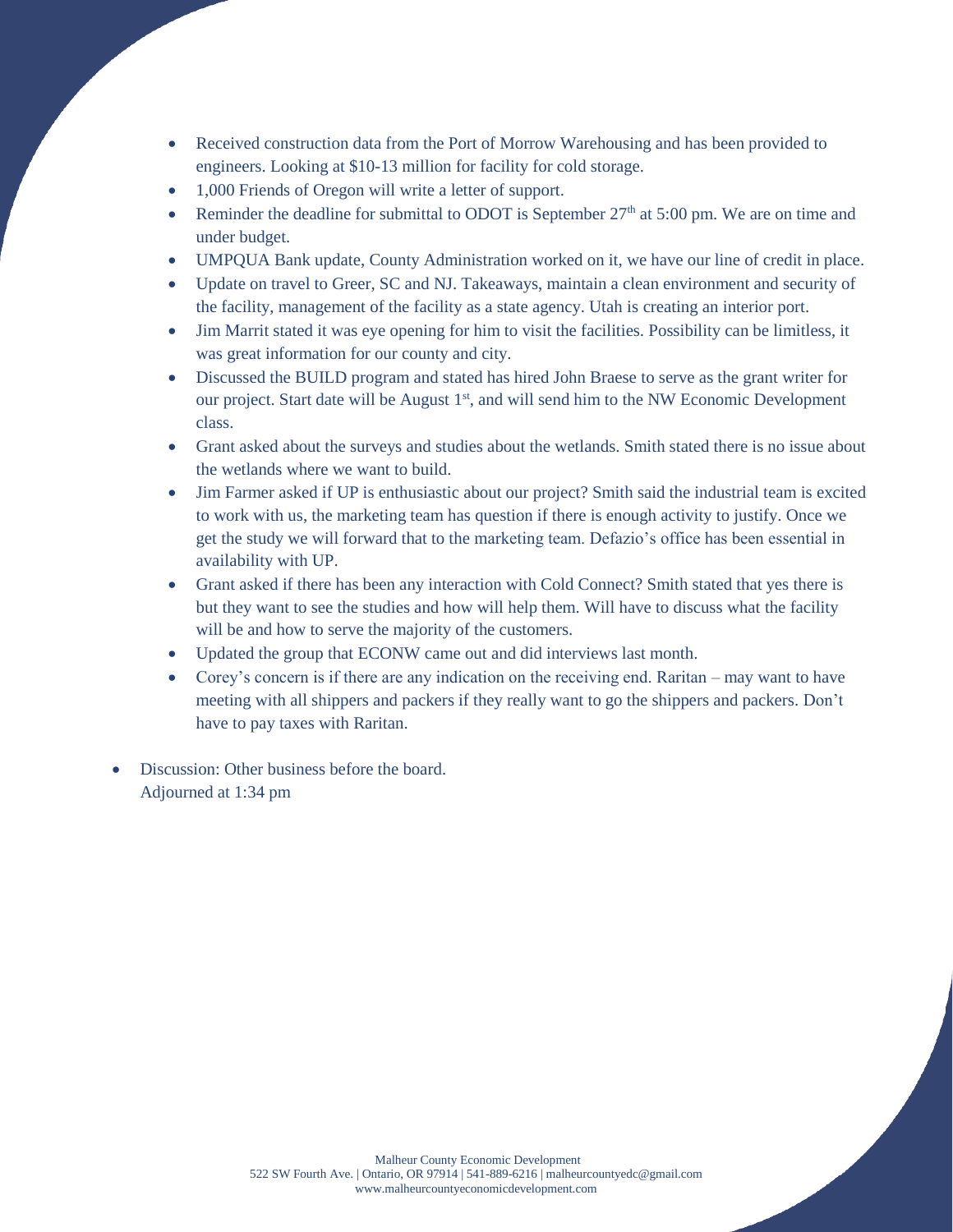- Received construction data from the Port of Morrow Warehousing and has been provided to engineers. Looking at $10-13 million for facility for cold storage.
- 1,000 Friends of Oregon will write a letter of support.
- Reminder the deadline for submittal to ODOT is September 27th at 5:00 pm. We are on time and under budget.
- UMPQUA Bank update, County Administration worked on it, we have our line of credit in place.
- Update on travel to Greer, SC and NJ. Takeaways, maintain a clean environment and security of the facility, management of the facility as a state agency. Utah is creating an interior port.
- Jim Marrit stated it was eye opening for him to visit the facilities. Possibility can be limitless, it was great information for our county and city.
- Discussed the BUILD program and stated has hired John Braese to serve as the grant writer for our project. Start date will be August 1st, and will send him to the NW Economic Development class.
- Grant asked about the surveys and studies about the wetlands. Smith stated there is no issue about the wetlands where we want to build.
- Jim Farmer asked if UP is enthusiastic about our project? Smith said the industrial team is excited to work with us, the marketing team has question if there is enough activity to justify. Once we get the study we will forward that to the marketing team. Defazio's office has been essential in availability with UP.
- Grant asked if there has been any interaction with Cold Connect? Smith stated that yes there is but they want to see the studies and how will help them. Will have to discuss what the facility will be and how to serve the majority of the customers.
- Updated the group that ECONW came out and did interviews last month.
- Corey's concern is if there are any indication on the receiving end. Raritan – may want to have meeting with all shippers and packers if they really want to go the shippers and packers. Don't have to pay taxes with Raritan.

- Discussion: Other business before the board.
  Adjourned at 1:34 pm